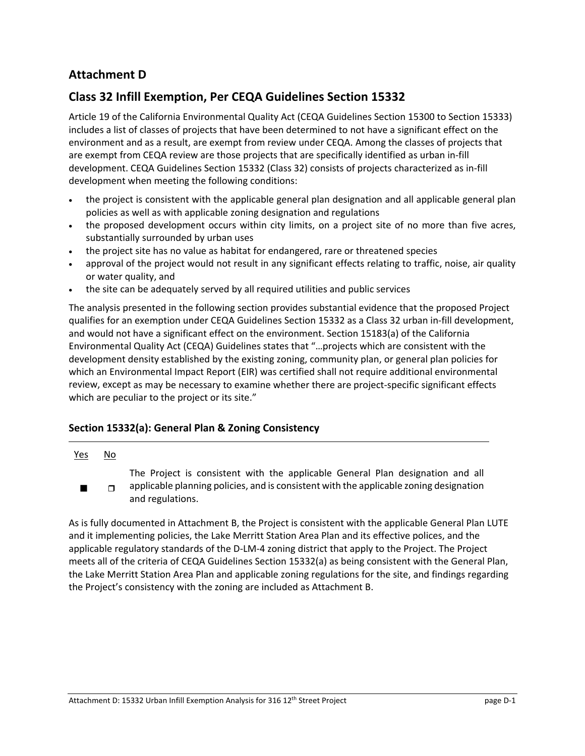## Attachment D

## Class 32 Infill Exemption, Per CEQA Guidelines Section 15332

Article 19 of the California Environmental Quality Act (CEQA Guidelines Section 15300 to Section 15333) includes a list of classes of projects that have been determined to not have a significant effect on the environment and as a result, are exempt from review under CEQA. Among the classes of projects that are exempt from CEQA review are those projects that are specifically identified as urban in-fill development. CEQA Guidelines Section 15332 (Class 32) consists of projects characterized as in-fill development when meeting the following conditions:

- the project is consistent with the applicable general plan designation and all applicable general plan policies as well as with applicable zoning designation and regulations
- the proposed development occurs within city limits, on a project site of no more than five acres, substantially surrounded by urban uses
- the project site has no value as habitat for endangered, rare or threatened species
- approval of the project would not result in any significant effects relating to traffic, noise, air quality or water quality, and
- the site can be adequately served by all required utilities and public services

The analysis presented in the following section provides substantial evidence that the proposed Project qualifies for an exemption under CEQA Guidelines Section 15332 as a Class 32 urban in-fill development, and would not have a significant effect on the environment. Section 15183(a) of the California Environmental Quality Act (CEQA) Guidelines states that "…projects which are consistent with the development density established by the existing zoning, community plan, or general plan policies for which an Environmental Impact Report (EIR) was certified shall not require additional environmental review, except as may be necessary to examine whether there are project-specific significant effects which are peculiar to the project or its site."

### Section 15332(a): General Plan & Zoning Consistency

| Yes | No | |
|---|---|---|
| ■ | ❒ | The Project is consistent with the applicable General Plan designation and all applicable planning policies, and is consistent with the applicable zoning designation and regulations. |

As is fully documented in Attachment B, the Project is consistent with the applicable General Plan LUTE and it implementing policies, the Lake Merritt Station Area Plan and its effective polices, and the applicable regulatory standards of the D-LM-4 zoning district that apply to the Project. The Project meets all of the criteria of CEQA Guidelines Section 15332(a) as being consistent with the General Plan, the Lake Merritt Station Area Plan and applicable zoning regulations for the site, and findings regarding the Project's consistency with the zoning are included as Attachment B.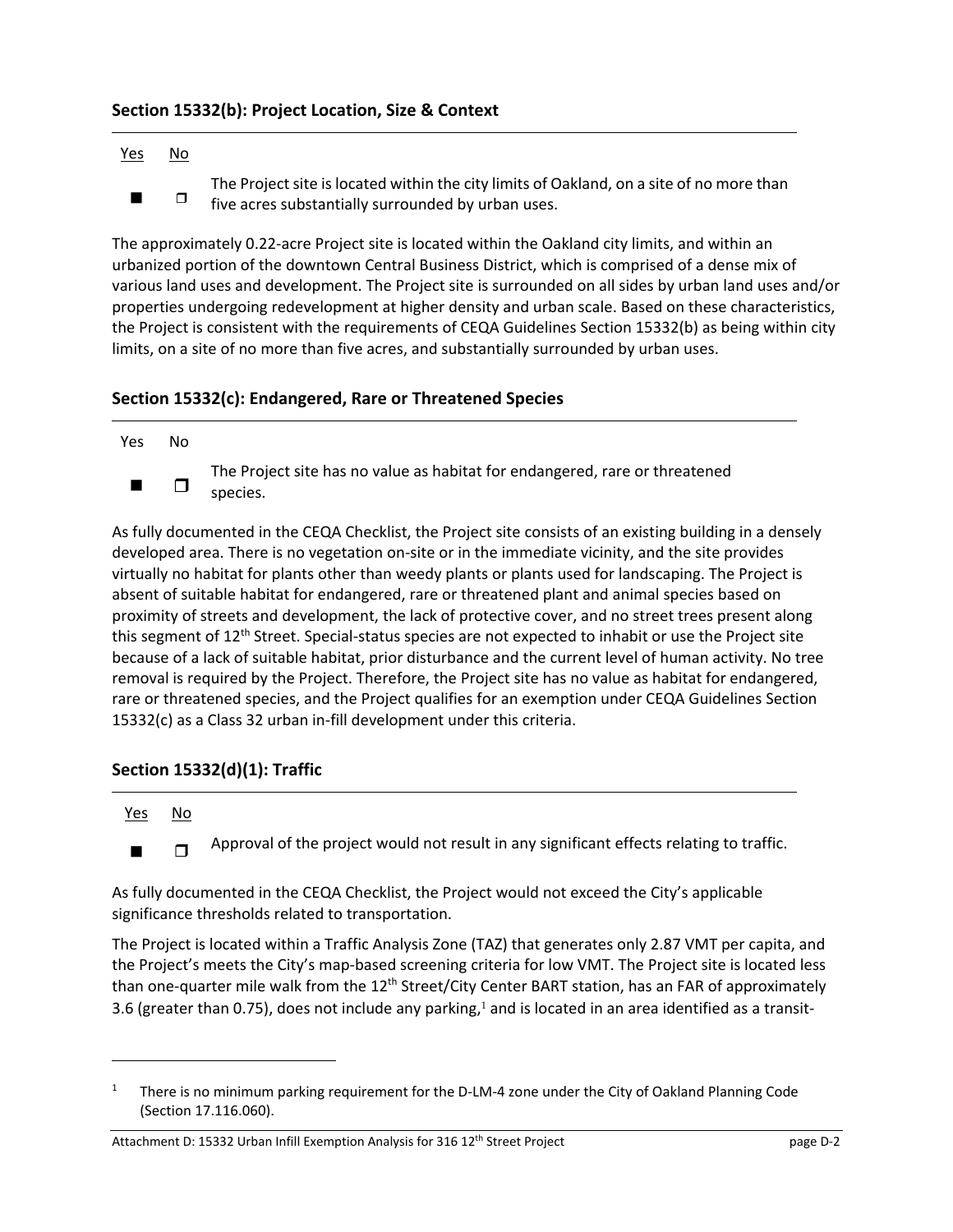### Section 15332(b): Project Location, Size & Context

| Yes | No | |
|---|---|---|
| ■ | ❐ | The Project site is located within the city limits of Oakland, on a site of no more than five acres substantially surrounded by urban uses. |

The approximately 0.22-acre Project site is located within the Oakland city limits, and within an urbanized portion of the downtown Central Business District, which is comprised of a dense mix of various land uses and development. The Project site is surrounded on all sides by urban land uses and/or properties undergoing redevelopment at higher density and urban scale. Based on these characteristics, the Project is consistent with the requirements of CEQA Guidelines Section 15332(b) as being within city limits, on a site of no more than five acres, and substantially surrounded by urban uses.

### Section 15332(c): Endangered, Rare or Threatened Species

| Yes | No | |
|---|---|---|
| ■ | ❐ | The Project site has no value as habitat for endangered, rare or threatened species. |

As fully documented in the CEQA Checklist, the Project site consists of an existing building in a densely developed area. There is no vegetation on-site or in the immediate vicinity, and the site provides virtually no habitat for plants other than weedy plants or plants used for landscaping. The Project is absent of suitable habitat for endangered, rare or threatened plant and animal species based on proximity of streets and development, the lack of protective cover, and no street trees present along this segment of 12th Street. Special-status species are not expected to inhabit or use the Project site because of a lack of suitable habitat, prior disturbance and the current level of human activity. No tree removal is required by the Project. Therefore, the Project site has no value as habitat for endangered, rare or threatened species, and the Project qualifies for an exemption under CEQA Guidelines Section 15332(c) as a Class 32 urban in-fill development under this criteria.

### Section 15332(d)(1): Traffic

| Yes | No | |
|---|---|---|
| ■ | ❐ | Approval of the project would not result in any significant effects relating to traffic. |

As fully documented in the CEQA Checklist, the Project would not exceed the City's applicable significance thresholds related to transportation.

The Project is located within a Traffic Analysis Zone (TAZ) that generates only 2.87 VMT per capita, and the Project's meets the City's map-based screening criteria for low VMT. The Project site is located less than one-quarter mile walk from the 12th Street/City Center BART station, has an FAR of approximately 3.6 (greater than 0.75), does not include any parking,[1] and is located in an area identified as a transit-

[1] There is no minimum parking requirement for the D-LM-4 zone under the City of Oakland Planning Code (Section 17.116.060).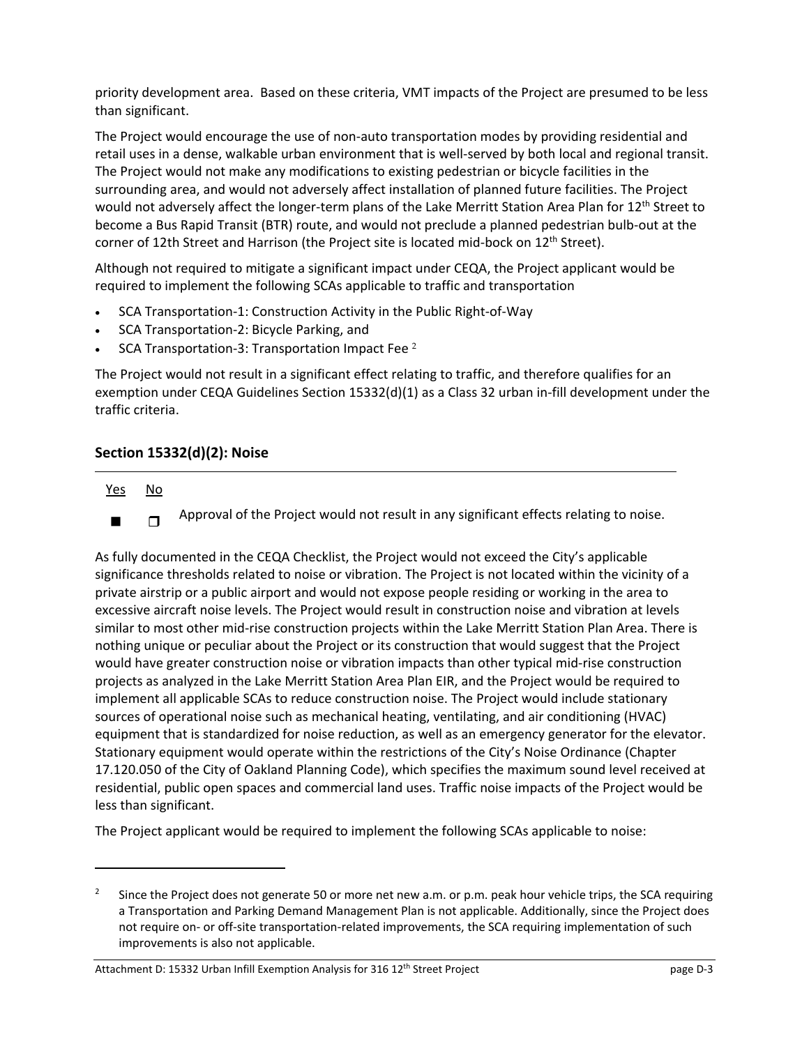priority development area. Based on these criteria, VMT impacts of the Project are presumed to be less than significant.

The Project would encourage the use of non-auto transportation modes by providing residential and retail uses in a dense, walkable urban environment that is well-served by both local and regional transit. The Project would not make any modifications to existing pedestrian or bicycle facilities in the surrounding area, and would not adversely affect installation of planned future facilities. The Project would not adversely affect the longer-term plans of the Lake Merritt Station Area Plan for 12th Street to become a Bus Rapid Transit (BTR) route, and would not preclude a planned pedestrian bulb-out at the corner of 12th Street and Harrison (the Project site is located mid-bock on 12th Street).

Although not required to mitigate a significant impact under CEQA, the Project applicant would be required to implement the following SCAs applicable to traffic and transportation

- SCA Transportation-1: Construction Activity in the Public Right-of-Way
- SCA Transportation-2: Bicycle Parking, and
- SCA Transportation-3: Transportation Impact Fee [2]

The Project would not result in a significant effect relating to traffic, and therefore qualifies for an exemption under CEQA Guidelines Section 15332(d)(1) as a Class 32 urban in-fill development under the traffic criteria.

## Section 15332(d)(2): Noise

| Yes | No | |
|---|---|---|
| ■ | ❒ | Approval of the Project would not result in any significant effects relating to noise. |

As fully documented in the CEQA Checklist, the Project would not exceed the City's applicable significance thresholds related to noise or vibration. The Project is not located within the vicinity of a private airstrip or a public airport and would not expose people residing or working in the area to excessive aircraft noise levels. The Project would result in construction noise and vibration at levels similar to most other mid-rise construction projects within the Lake Merritt Station Plan Area. There is nothing unique or peculiar about the Project or its construction that would suggest that the Project would have greater construction noise or vibration impacts than other typical mid-rise construction projects as analyzed in the Lake Merritt Station Area Plan EIR, and the Project would be required to implement all applicable SCAs to reduce construction noise. The Project would include stationary sources of operational noise such as mechanical heating, ventilating, and air conditioning (HVAC) equipment that is standardized for noise reduction, as well as an emergency generator for the elevator. Stationary equipment would operate within the restrictions of the City's Noise Ordinance (Chapter 17.120.050 of the City of Oakland Planning Code), which specifies the maximum sound level received at residential, public open spaces and commercial land uses. Traffic noise impacts of the Project would be less than significant.

The Project applicant would be required to implement the following SCAs applicable to noise:

---

[2] Since the Project does not generate 50 or more net new a.m. or p.m. peak hour vehicle trips, the SCA requiring a Transportation and Parking Demand Management Plan is not applicable. Additionally, since the Project does not require on- or off-site transportation-related improvements, the SCA requiring implementation of such improvements is also not applicable.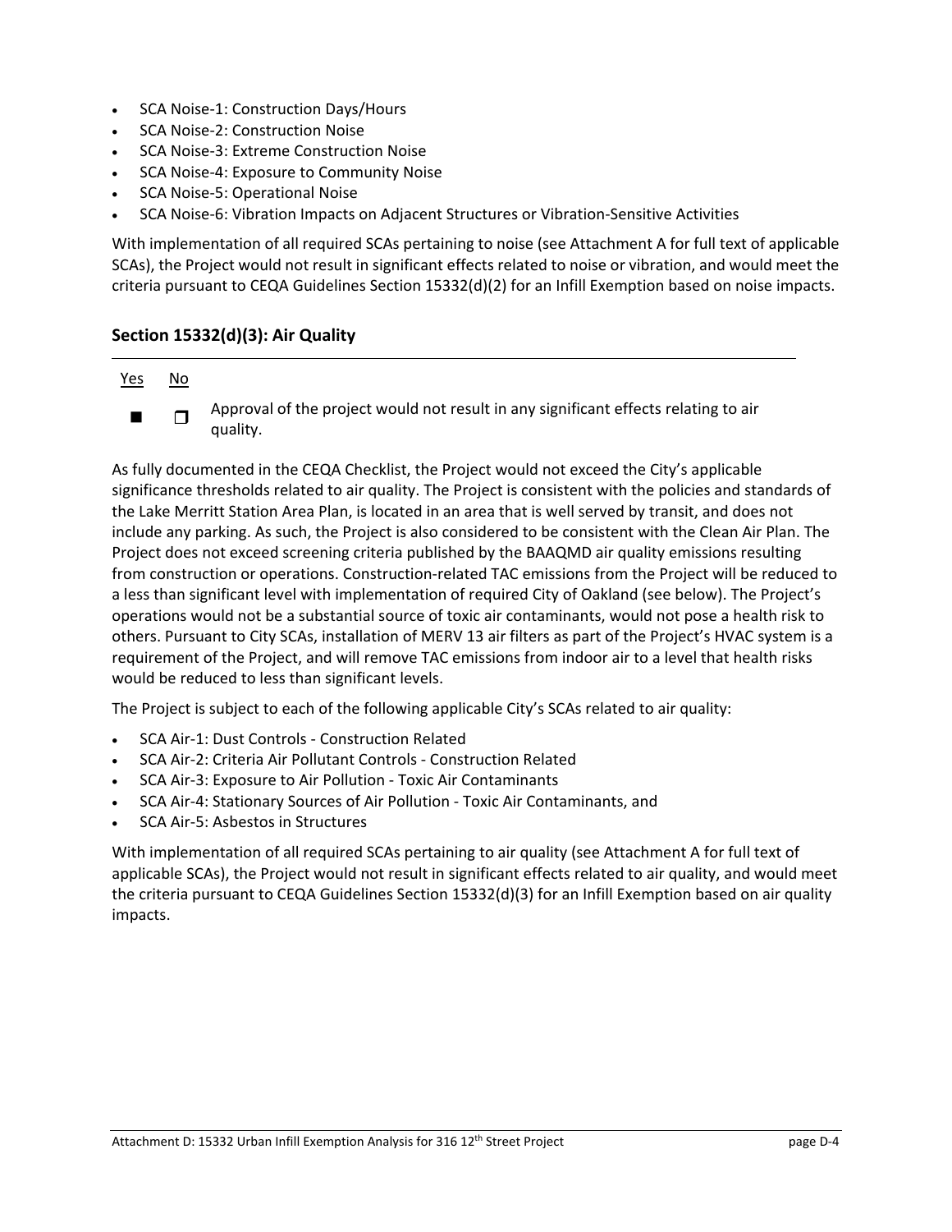- SCA Noise-1: Construction Days/Hours
- SCA Noise-2: Construction Noise
- SCA Noise-3: Extreme Construction Noise
- SCA Noise-4: Exposure to Community Noise
- SCA Noise-5: Operational Noise
- SCA Noise-6: Vibration Impacts on Adjacent Structures or Vibration-Sensitive Activities

With implementation of all required SCAs pertaining to noise (see Attachment A for full text of applicable SCAs), the Project would not result in significant effects related to noise or vibration, and would meet the criteria pursuant to CEQA Guidelines Section 15332(d)(2) for an Infill Exemption based on noise impacts.

## Section 15332(d)(3): Air Quality

| Yes | No | |
|---|---|---|
| ■ | ❒ | Approval of the project would not result in any significant effects relating to air quality. |

As fully documented in the CEQA Checklist, the Project would not exceed the City's applicable significance thresholds related to air quality. The Project is consistent with the policies and standards of the Lake Merritt Station Area Plan, is located in an area that is well served by transit, and does not include any parking. As such, the Project is also considered to be consistent with the Clean Air Plan. The Project does not exceed screening criteria published by the BAAQMD air quality emissions resulting from construction or operations. Construction-related TAC emissions from the Project will be reduced to a less than significant level with implementation of required City of Oakland (see below). The Project's operations would not be a substantial source of toxic air contaminants, would not pose a health risk to others. Pursuant to City SCAs, installation of MERV 13 air filters as part of the Project's HVAC system is a requirement of the Project, and will remove TAC emissions from indoor air to a level that health risks would be reduced to less than significant levels.

The Project is subject to each of the following applicable City's SCAs related to air quality:

- SCA Air-1: Dust Controls - Construction Related
- SCA Air-2: Criteria Air Pollutant Controls - Construction Related
- SCA Air-3: Exposure to Air Pollution - Toxic Air Contaminants
- SCA Air-4: Stationary Sources of Air Pollution - Toxic Air Contaminants, and
- SCA Air-5: Asbestos in Structures

With implementation of all required SCAs pertaining to air quality (see Attachment A for full text of applicable SCAs), the Project would not result in significant effects related to air quality, and would meet the criteria pursuant to CEQA Guidelines Section 15332(d)(3) for an Infill Exemption based on air quality impacts.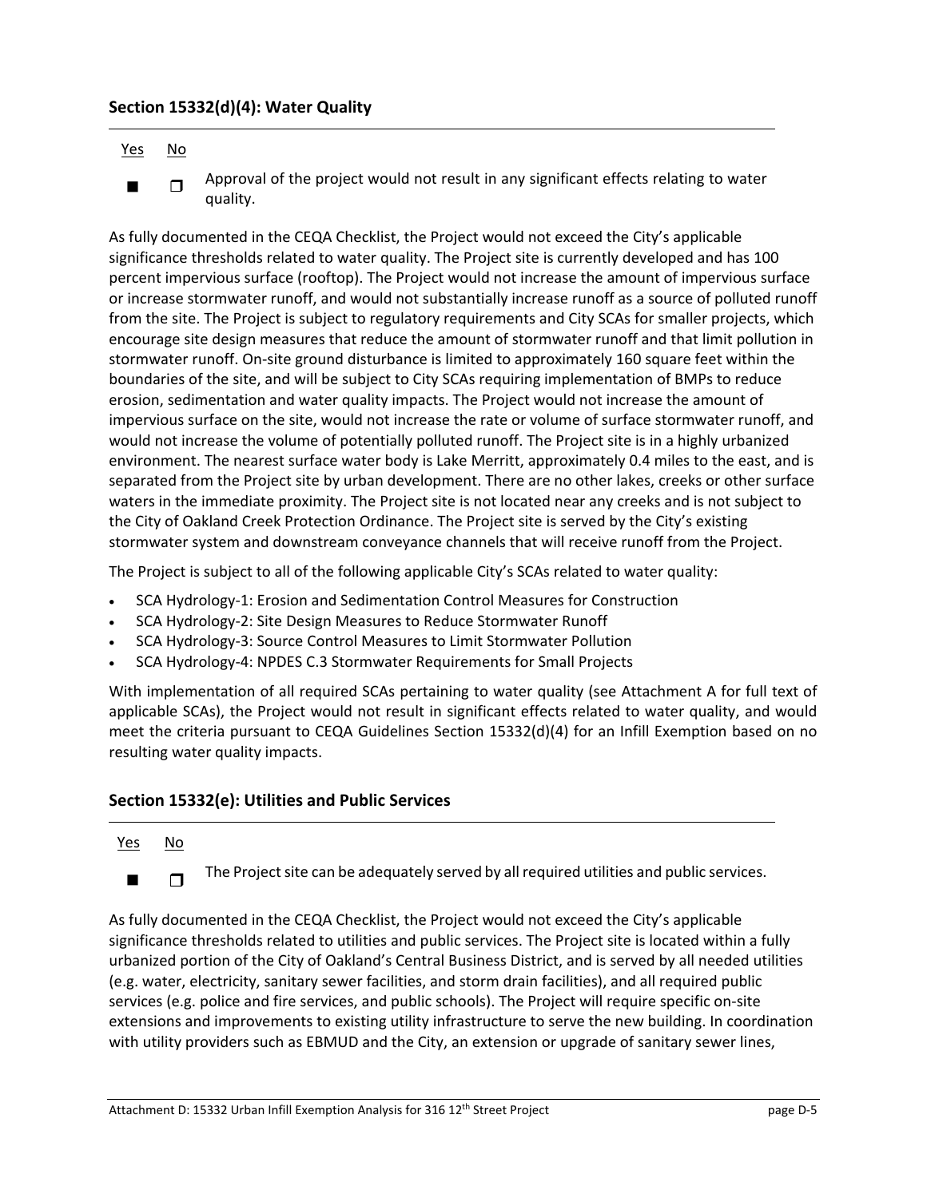### Section 15332(d)(4): Water Quality

| Yes | No | |
|---|---|---|
| ■ | ❐ | Approval of the project would not result in any significant effects relating to water quality. |

As fully documented in the CEQA Checklist, the Project would not exceed the City's applicable significance thresholds related to water quality. The Project site is currently developed and has 100 percent impervious surface (rooftop). The Project would not increase the amount of impervious surface or increase stormwater runoff, and would not substantially increase runoff as a source of polluted runoff from the site. The Project is subject to regulatory requirements and City SCAs for smaller projects, which encourage site design measures that reduce the amount of stormwater runoff and that limit pollution in stormwater runoff. On-site ground disturbance is limited to approximately 160 square feet within the boundaries of the site, and will be subject to City SCAs requiring implementation of BMPs to reduce erosion, sedimentation and water quality impacts. The Project would not increase the amount of impervious surface on the site, would not increase the rate or volume of surface stormwater runoff, and would not increase the volume of potentially polluted runoff. The Project site is in a highly urbanized environment. The nearest surface water body is Lake Merritt, approximately 0.4 miles to the east, and is separated from the Project site by urban development. There are no other lakes, creeks or other surface waters in the immediate proximity. The Project site is not located near any creeks and is not subject to the City of Oakland Creek Protection Ordinance. The Project site is served by the City's existing stormwater system and downstream conveyance channels that will receive runoff from the Project.

The Project is subject to all of the following applicable City's SCAs related to water quality:

- SCA Hydrology-1: Erosion and Sedimentation Control Measures for Construction
- SCA Hydrology-2: Site Design Measures to Reduce Stormwater Runoff
- SCA Hydrology-3: Source Control Measures to Limit Stormwater Pollution
- SCA Hydrology-4: NPDES C.3 Stormwater Requirements for Small Projects

With implementation of all required SCAs pertaining to water quality (see Attachment A for full text of applicable SCAs), the Project would not result in significant effects related to water quality, and would meet the criteria pursuant to CEQA Guidelines Section 15332(d)(4) for an Infill Exemption based on no resulting water quality impacts.

### Section 15332(e): Utilities and Public Services

| Yes | No | |
|---|---|---|
| ■ | ❐ | The Project site can be adequately served by all required utilities and public services. |

As fully documented in the CEQA Checklist, the Project would not exceed the City's applicable significance thresholds related to utilities and public services. The Project site is located within a fully urbanized portion of the City of Oakland's Central Business District, and is served by all needed utilities (e.g. water, electricity, sanitary sewer facilities, and storm drain facilities), and all required public services (e.g. police and fire services, and public schools). The Project will require specific on-site extensions and improvements to existing utility infrastructure to serve the new building. In coordination with utility providers such as EBMUD and the City, an extension or upgrade of sanitary sewer lines,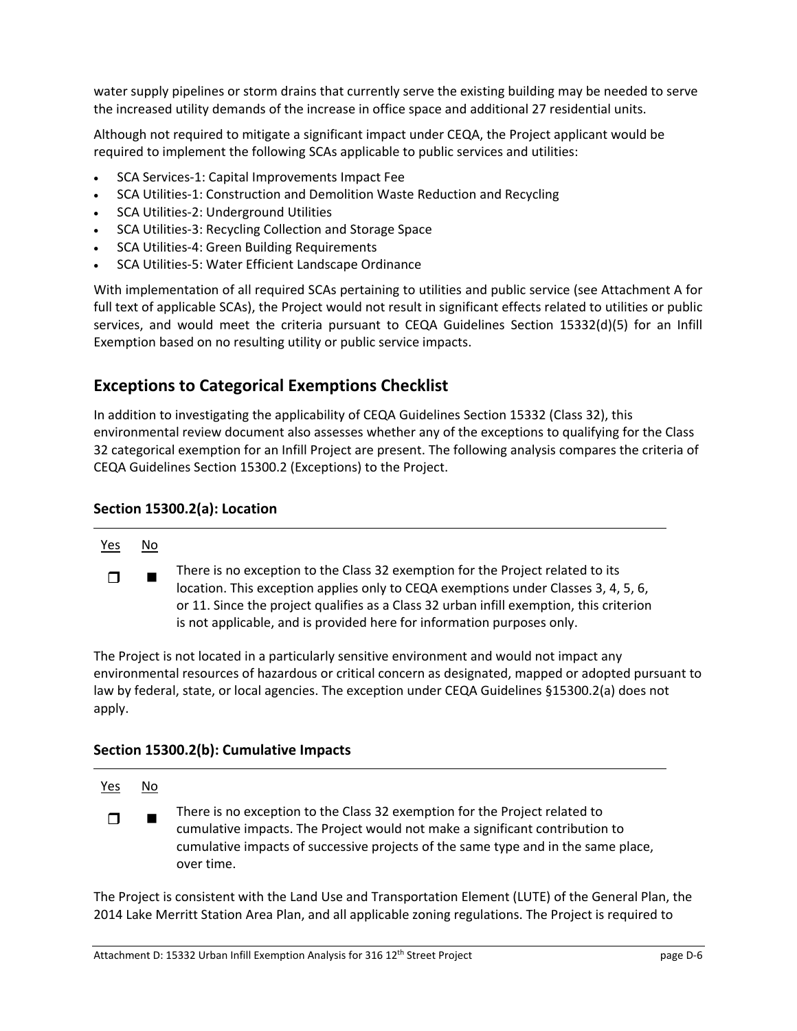water supply pipelines or storm drains that currently serve the existing building may be needed to serve the increased utility demands of the increase in office space and additional 27 residential units.

Although not required to mitigate a significant impact under CEQA, the Project applicant would be required to implement the following SCAs applicable to public services and utilities:

- SCA Services-1: Capital Improvements Impact Fee
- SCA Utilities-1: Construction and Demolition Waste Reduction and Recycling
- SCA Utilities-2: Underground Utilities
- SCA Utilities-3: Recycling Collection and Storage Space
- SCA Utilities-4: Green Building Requirements
- SCA Utilities-5: Water Efficient Landscape Ordinance

With implementation of all required SCAs pertaining to utilities and public service (see Attachment A for full text of applicable SCAs), the Project would not result in significant effects related to utilities or public services, and would meet the criteria pursuant to CEQA Guidelines Section 15332(d)(5) for an Infill Exemption based on no resulting utility or public service impacts.

## Exceptions to Categorical Exemptions Checklist

In addition to investigating the applicability of CEQA Guidelines Section 15332 (Class 32), this environmental review document also assesses whether any of the exceptions to qualifying for the Class 32 categorical exemption for an Infill Project are present. The following analysis compares the criteria of CEQA Guidelines Section 15300.2 (Exceptions) to the Project.

### Section 15300.2(a): Location

| Yes | No | |
|---|---|---|
| ☐ | ■ | There is no exception to the Class 32 exemption for the Project related to its location. This exception applies only to CEQA exemptions under Classes 3, 4, 5, 6, or 11. Since the project qualifies as a Class 32 urban infill exemption, this criterion is not applicable, and is provided here for information purposes only. |

The Project is not located in a particularly sensitive environment and would not impact any environmental resources of hazardous or critical concern as designated, mapped or adopted pursuant to law by federal, state, or local agencies. The exception under CEQA Guidelines §15300.2(a) does not apply.

### Section 15300.2(b): Cumulative Impacts

| Yes | No | |
|---|---|---|
| ☐ | ■ | There is no exception to the Class 32 exemption for the Project related to cumulative impacts. The Project would not make a significant contribution to cumulative impacts of successive projects of the same type and in the same place, over time. |

The Project is consistent with the Land Use and Transportation Element (LUTE) of the General Plan, the 2014 Lake Merritt Station Area Plan, and all applicable zoning regulations. The Project is required to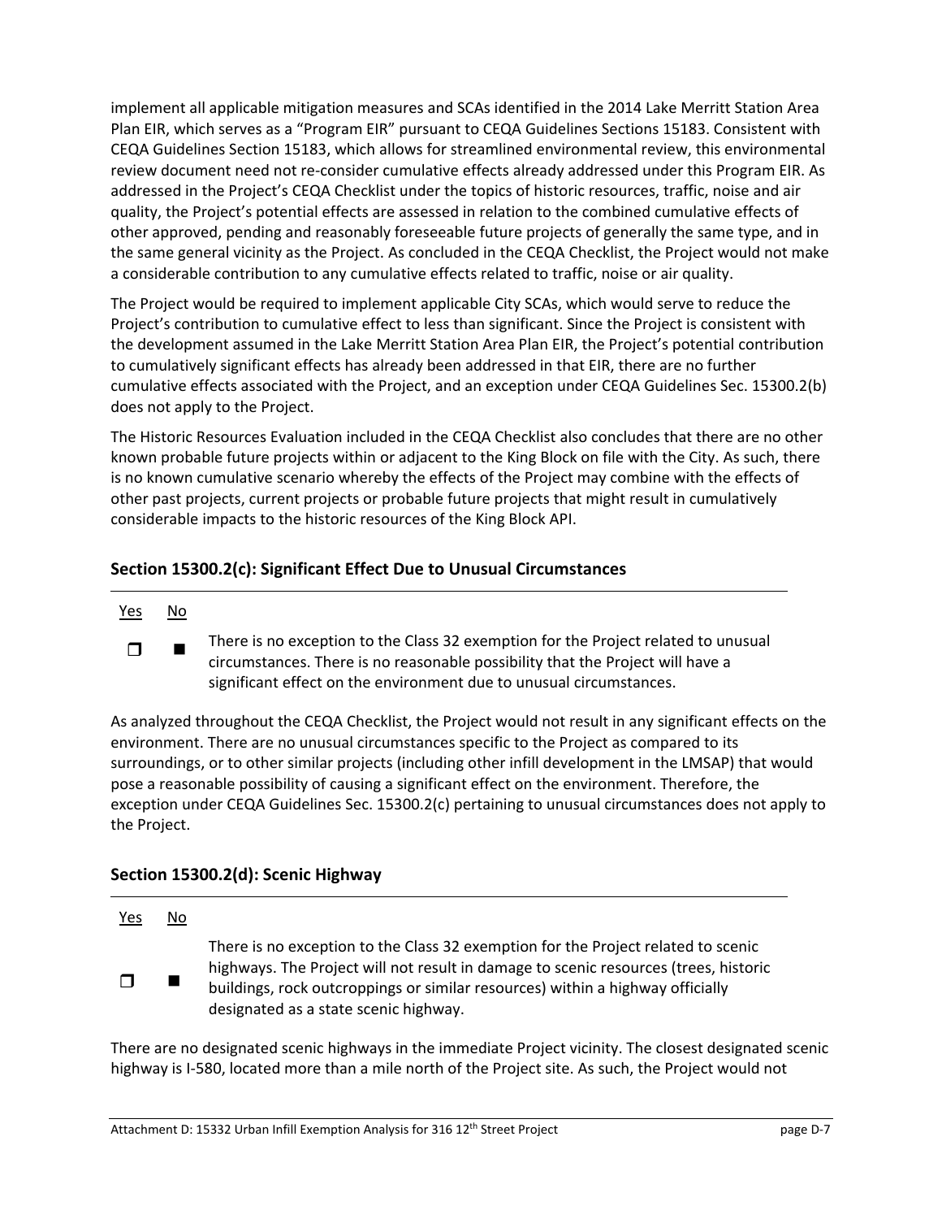implement all applicable mitigation measures and SCAs identified in the 2014 Lake Merritt Station Area Plan EIR, which serves as a "Program EIR" pursuant to CEQA Guidelines Sections 15183. Consistent with CEQA Guidelines Section 15183, which allows for streamlined environmental review, this environmental review document need not re-consider cumulative effects already addressed under this Program EIR. As addressed in the Project's CEQA Checklist under the topics of historic resources, traffic, noise and air quality, the Project's potential effects are assessed in relation to the combined cumulative effects of other approved, pending and reasonably foreseeable future projects of generally the same type, and in the same general vicinity as the Project. As concluded in the CEQA Checklist, the Project would not make a considerable contribution to any cumulative effects related to traffic, noise or air quality.

The Project would be required to implement applicable City SCAs, which would serve to reduce the Project's contribution to cumulative effect to less than significant. Since the Project is consistent with the development assumed in the Lake Merritt Station Area Plan EIR, the Project's potential contribution to cumulatively significant effects has already been addressed in that EIR, there are no further cumulative effects associated with the Project, and an exception under CEQA Guidelines Sec. 15300.2(b) does not apply to the Project.

The Historic Resources Evaluation included in the CEQA Checklist also concludes that there are no other known probable future projects within or adjacent to the King Block on file with the City. As such, there is no known cumulative scenario whereby the effects of the Project may combine with the effects of other past projects, current projects or probable future projects that might result in cumulatively considerable impacts to the historic resources of the King Block API.

### Section 15300.2(c): Significant Effect Due to Unusual Circumstances

| Yes | No | |
|---|---|---|
| ☐ | ■ | There is no exception to the Class 32 exemption for the Project related to unusual circumstances. There is no reasonable possibility that the Project will have a significant effect on the environment due to unusual circumstances. |

As analyzed throughout the CEQA Checklist, the Project would not result in any significant effects on the environment. There are no unusual circumstances specific to the Project as compared to its surroundings, or to other similar projects (including other infill development in the LMSAP) that would pose a reasonable possibility of causing a significant effect on the environment. Therefore, the exception under CEQA Guidelines Sec. 15300.2(c) pertaining to unusual circumstances does not apply to the Project.

### Section 15300.2(d): Scenic Highway

| Yes | No | |
|---|---|---|
| ☐ | ■ | There is no exception to the Class 32 exemption for the Project related to scenic highways. The Project will not result in damage to scenic resources (trees, historic buildings, rock outcroppings or similar resources) within a highway officially designated as a state scenic highway. |

There are no designated scenic highways in the immediate Project vicinity. The closest designated scenic highway is I-580, located more than a mile north of the Project site. As such, the Project would not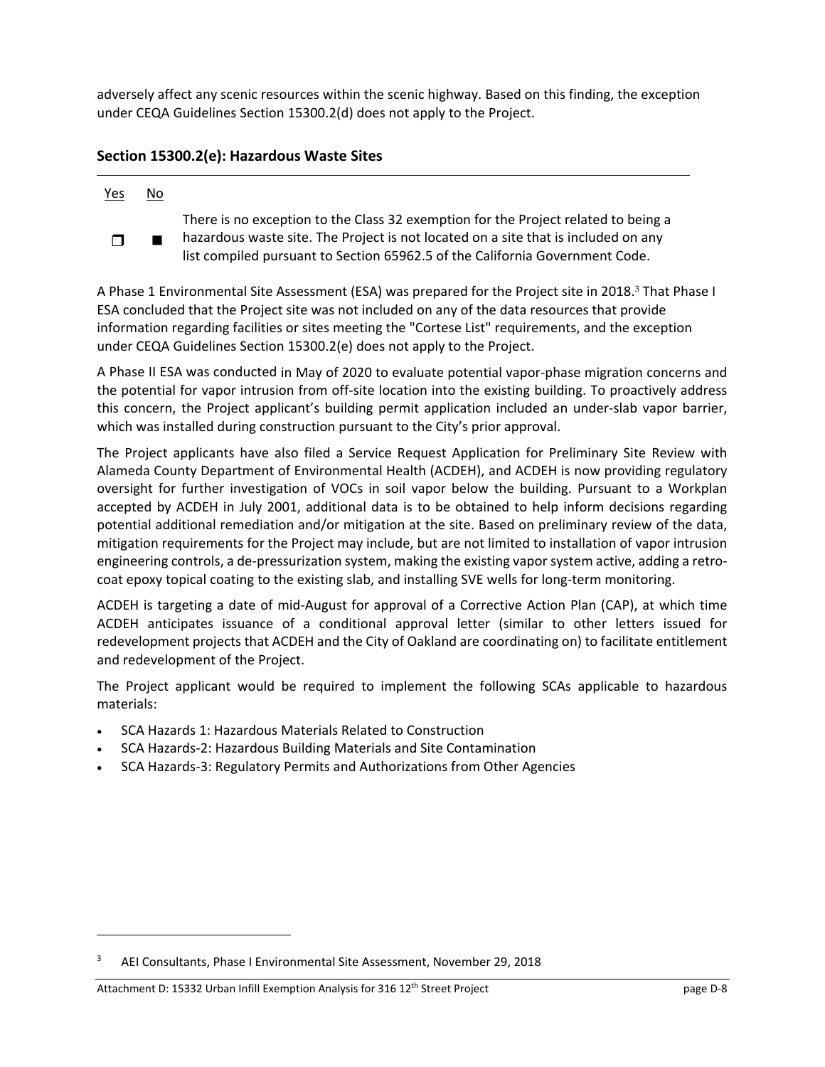adversely affect any scenic resources within the scenic highway. Based on this finding, the exception under CEQA Guidelines Section 15300.2(d) does not apply to the Project.

### Section 15300.2(e): Hazardous Waste Sites

| Yes | No | |
|---|---|---|
| ☐ | ■ | There is no exception to the Class 32 exemption for the Project related to being a hazardous waste site. The Project is not located on a site that is included on any list compiled pursuant to Section 65962.5 of the California Government Code. |

A Phase 1 Environmental Site Assessment (ESA) was prepared for the Project site in 2018.[3] That Phase I ESA concluded that the Project site was not included on any of the data resources that provide information regarding facilities or sites meeting the "Cortese List" requirements, and the exception under CEQA Guidelines Section 15300.2(e) does not apply to the Project.

A Phase II ESA was conducted in May of 2020 to evaluate potential vapor-phase migration concerns and the potential for vapor intrusion from off-site location into the existing building. To proactively address this concern, the Project applicant's building permit application included an under-slab vapor barrier, which was installed during construction pursuant to the City's prior approval.

The Project applicants have also filed a Service Request Application for Preliminary Site Review with Alameda County Department of Environmental Health (ACDEH), and ACDEH is now providing regulatory oversight for further investigation of VOCs in soil vapor below the building. Pursuant to a Workplan accepted by ACDEH in July 2001, additional data is to be obtained to help inform decisions regarding potential additional remediation and/or mitigation at the site. Based on preliminary review of the data, mitigation requirements for the Project may include, but are not limited to installation of vapor intrusion engineering controls, a de-pressurization system, making the existing vapor system active, adding a retro-coat epoxy topical coating to the existing slab, and installing SVE wells for long-term monitoring.

ACDEH is targeting a date of mid-August for approval of a Corrective Action Plan (CAP), at which time ACDEH anticipates issuance of a conditional approval letter (similar to other letters issued for redevelopment projects that ACDEH and the City of Oakland are coordinating on) to facilitate entitlement and redevelopment of the Project.

The Project applicant would be required to implement the following SCAs applicable to hazardous materials:

- SCA Hazards 1: Hazardous Materials Related to Construction
- SCA Hazards-2: Hazardous Building Materials and Site Contamination
- SCA Hazards-3: Regulatory Permits and Authorizations from Other Agencies

---

[3] AEI Consultants, Phase I Environmental Site Assessment, November 29, 2018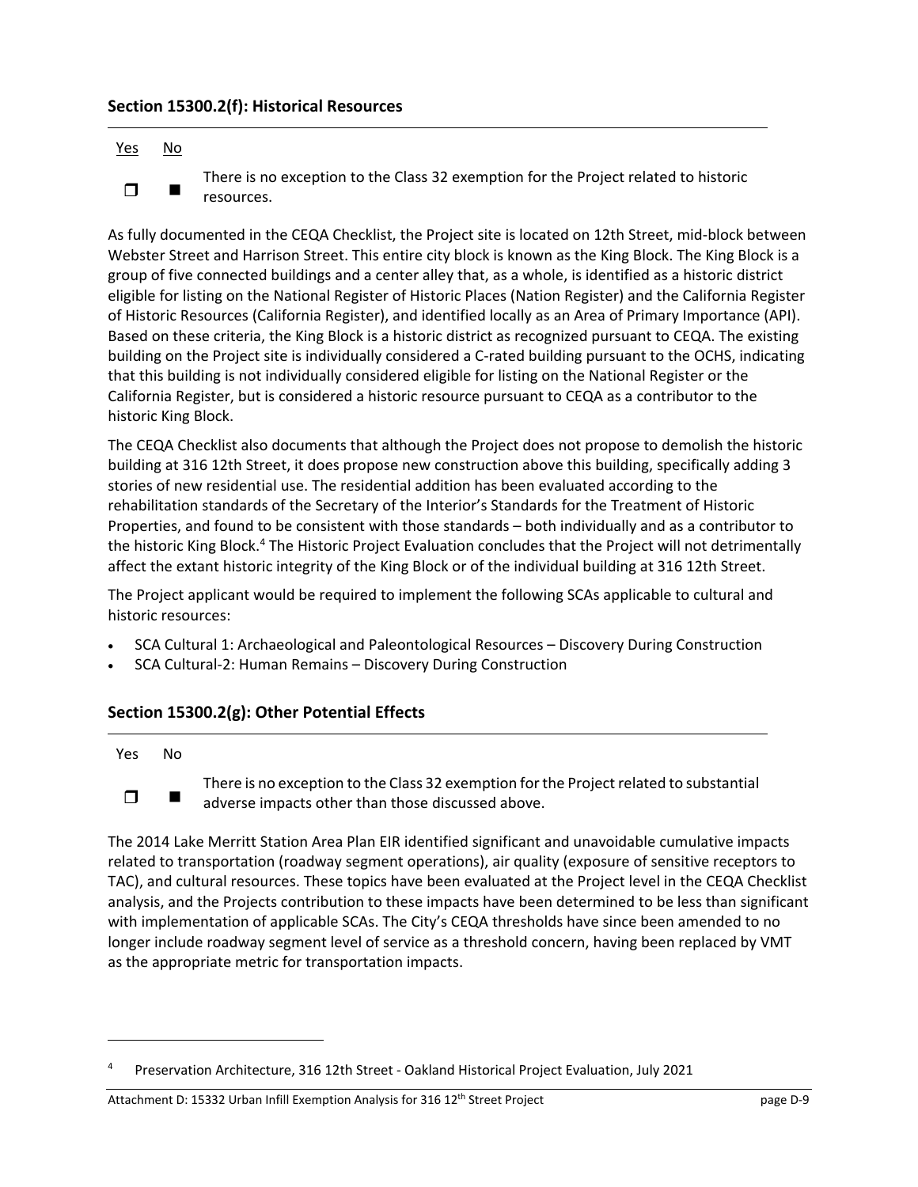### Section 15300.2(f): Historical Resources

| Yes | No | |
|---|---|---|
| ❒ | ■ | There is no exception to the Class 32 exemption for the Project related to historic resources. |

As fully documented in the CEQA Checklist, the Project site is located on 12th Street, mid-block between Webster Street and Harrison Street. This entire city block is known as the King Block. The King Block is a group of five connected buildings and a center alley that, as a whole, is identified as a historic district eligible for listing on the National Register of Historic Places (Nation Register) and the California Register of Historic Resources (California Register), and identified locally as an Area of Primary Importance (API). Based on these criteria, the King Block is a historic district as recognized pursuant to CEQA. The existing building on the Project site is individually considered a C-rated building pursuant to the OCHS, indicating that this building is not individually considered eligible for listing on the National Register or the California Register, but is considered a historic resource pursuant to CEQA as a contributor to the historic King Block.

The CEQA Checklist also documents that although the Project does not propose to demolish the historic building at 316 12th Street, it does propose new construction above this building, specifically adding 3 stories of new residential use. The residential addition has been evaluated according to the rehabilitation standards of the Secretary of the Interior's Standards for the Treatment of Historic Properties, and found to be consistent with those standards – both individually and as a contributor to the historic King Block.[4] The Historic Project Evaluation concludes that the Project will not detrimentally affect the extant historic integrity of the King Block or of the individual building at 316 12th Street.

The Project applicant would be required to implement the following SCAs applicable to cultural and historic resources:

- SCA Cultural 1: Archaeological and Paleontological Resources – Discovery During Construction
- SCA Cultural-2: Human Remains – Discovery During Construction

### Section 15300.2(g): Other Potential Effects

| Yes | No | |
|---|---|---|
| ❒ | ■ | There is no exception to the Class 32 exemption for the Project related to substantial adverse impacts other than those discussed above. |

The 2014 Lake Merritt Station Area Plan EIR identified significant and unavoidable cumulative impacts related to transportation (roadway segment operations), air quality (exposure of sensitive receptors to TAC), and cultural resources. These topics have been evaluated at the Project level in the CEQA Checklist analysis, and the Projects contribution to these impacts have been determined to be less than significant with implementation of applicable SCAs. The City's CEQA thresholds have since been amended to no longer include roadway segment level of service as a threshold concern, having been replaced by VMT as the appropriate metric for transportation impacts.

---

[4] Preservation Architecture, 316 12th Street - Oakland Historical Project Evaluation, July 2021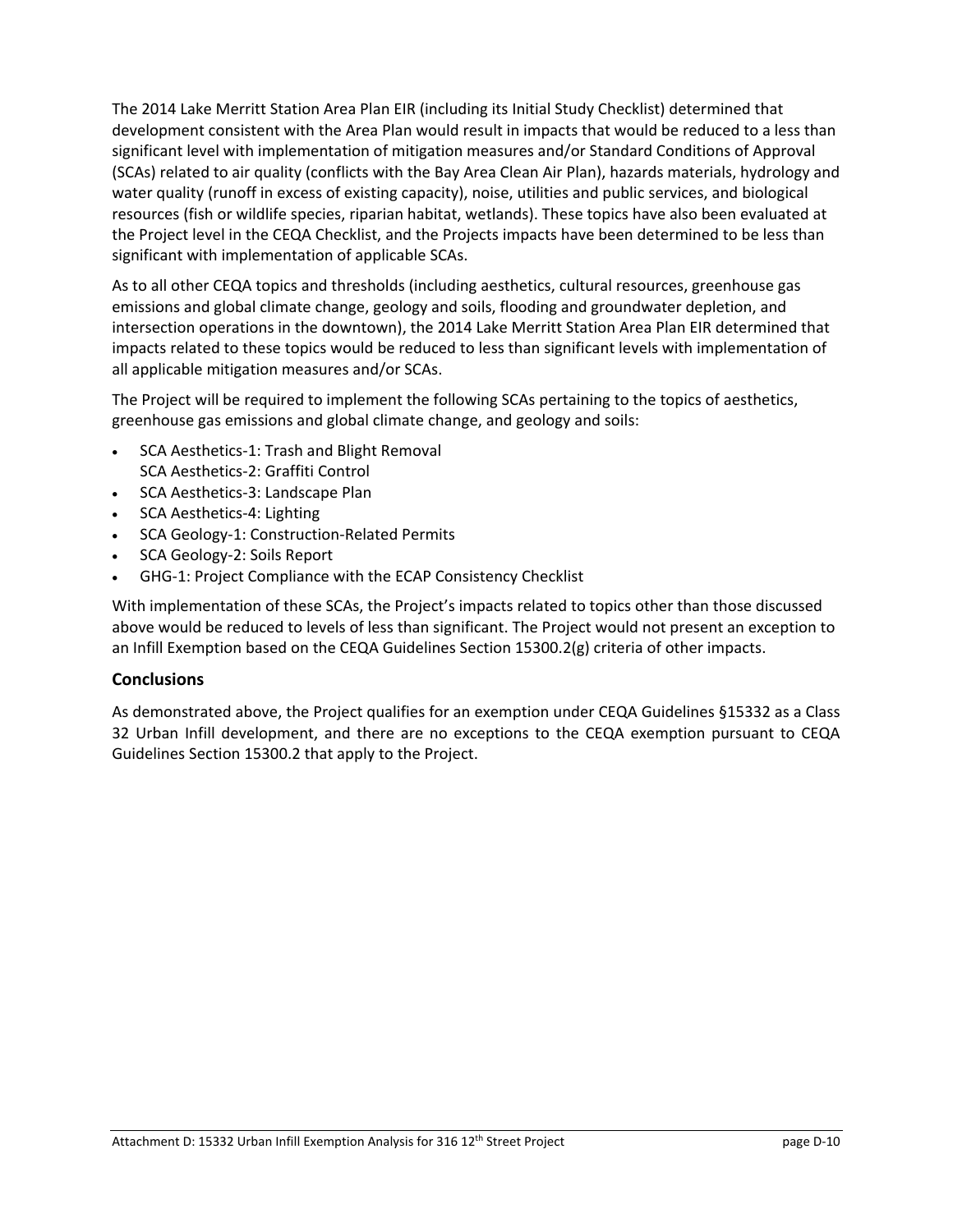The 2014 Lake Merritt Station Area Plan EIR (including its Initial Study Checklist) determined that development consistent with the Area Plan would result in impacts that would be reduced to a less than significant level with implementation of mitigation measures and/or Standard Conditions of Approval (SCAs) related to air quality (conflicts with the Bay Area Clean Air Plan), hazards materials, hydrology and water quality (runoff in excess of existing capacity), noise, utilities and public services, and biological resources (fish or wildlife species, riparian habitat, wetlands). These topics have also been evaluated at the Project level in the CEQA Checklist, and the Projects impacts have been determined to be less than significant with implementation of applicable SCAs.

As to all other CEQA topics and thresholds (including aesthetics, cultural resources, greenhouse gas emissions and global climate change, geology and soils, flooding and groundwater depletion, and intersection operations in the downtown), the 2014 Lake Merritt Station Area Plan EIR determined that impacts related to these topics would be reduced to less than significant levels with implementation of all applicable mitigation measures and/or SCAs.

The Project will be required to implement the following SCAs pertaining to the topics of aesthetics, greenhouse gas emissions and global climate change, and geology and soils:

- SCA Aesthetics-1: Trash and Blight Removal
  SCA Aesthetics-2: Graffiti Control
- SCA Aesthetics-3: Landscape Plan
- SCA Aesthetics-4: Lighting
- SCA Geology-1: Construction-Related Permits
- SCA Geology-2: Soils Report
- GHG-1: Project Compliance with the ECAP Consistency Checklist

With implementation of these SCAs, the Project's impacts related to topics other than those discussed above would be reduced to levels of less than significant. The Project would not present an exception to an Infill Exemption based on the CEQA Guidelines Section 15300.2(g) criteria of other impacts.

### Conclusions

As demonstrated above, the Project qualifies for an exemption under CEQA Guidelines §15332 as a Class 32 Urban Infill development, and there are no exceptions to the CEQA exemption pursuant to CEQA Guidelines Section 15300.2 that apply to the Project.